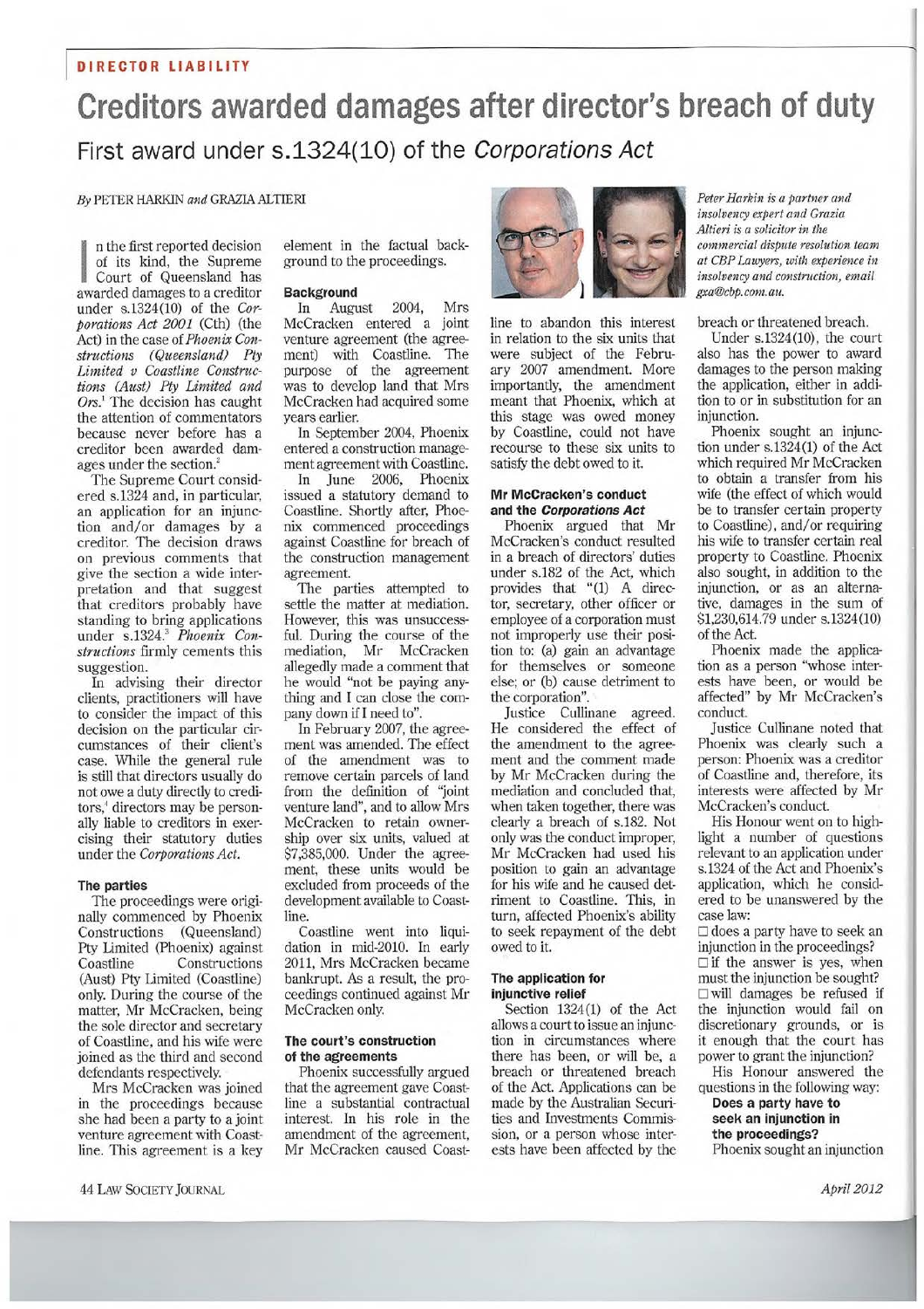**DIRECTOR LIABILITY**

# Creditors awarded damages after director's breach of duty

## First award under s.1324(10) of the *Corporations Act*

*By* PETER HARKIN *and* GRAZIA ALTIERI

*Peter Harkin is a partner and insolvency expert and Grazia Altieri is a solicitor in the commercial dispute resolution team at CBP Lawyers, with experience in insolvency and construction, email gxa@cbp.com.au.*

In the first reported decision of its kind, the Supreme Court of Queensland has awarded damages to a creditor under s.1324(10) of the *Corporations Act 2001* (Cth) (the Act) in the case of *Phoenix Constructions (Queensland) Pty Limited v Coastline Constructions (Aust) Pty Limited and Ors*.[1] The decision has caught the attention of commentators because never before has a creditor been awarded damages under the section.[2]

The Supreme Court considered s.1324 and, in particular, an application for an injunction and/or damages by a creditor. The decision draws on previous comments that give the section a wide interpretation and that suggest that creditors probably have standing to bring applications under s.1324.[3] *Phoenix Constructions* firmly cements this suggestion.

In advising their director clients, practitioners will have to consider the impact of this decision on the particular circumstances of their client's case. While the general rule is still that directors usually do not owe a duty directly to creditors,[4] directors may be personally liable to creditors in exercising their statutory duties under the *Corporations Act*.

### The parties

The proceedings were originally commenced by Phoenix Constructions (Queensland) Pty Limited (Phoenix) against Coastline Constructions (Aust) Pty Limited (Coastline) only. During the course of the matter, Mr McCracken, being the sole director and secretary of Coastline, and his wife were joined as the third and second defendants respectively.

Mrs McCracken was joined in the proceedings because she had been a party to a joint venture agreement with Coastline. This agreement is a key element in the factual background to the proceedings.

### Background

In August 2004, Mrs McCracken entered a joint venture agreement (the agreement) with Coastline. The purpose of the agreement was to develop land that Mrs McCracken had acquired some years earlier.

In September 2004, Phoenix entered a construction management agreement with Coastline.

In June 2006, Phoenix issued a statutory demand to Coastline. Shortly after, Phoenix commenced proceedings against Coastline for breach of the construction management agreement.

The parties attempted to settle the matter at mediation. However, this was unsuccessful. During the course of the mediation, Mr McCracken allegedly made a comment that he would "not be paying anything and I can close the company down if I need to".

In February 2007, the agreement was amended. The effect of the amendment was to remove certain parcels of land from the definition of "joint venture land", and to allow Mrs McCracken to retain ownership over six units, valued at $7,385,000. Under the agreement, these units would be excluded from proceeds of the development available to Coastline.

Coastline went into liquidation in mid-2010. In early 2011, Mrs McCracken became bankrupt. As a result, the proceedings continued against Mr McCracken only.

### The court's construction of the agreements

Phoenix successfully argued that the agreement gave Coastline a substantial contractual interest. In his role in the amendment of the agreement, Mr McCracken caused Coastline to abandon this interest in relation to the six units that were subject of the February 2007 amendment. More importantly, the amendment meant that Phoenix, which at this stage was owed money by Coastline, could not have recourse to these six units to satisfy the debt owed to it.

### Mr McCracken's conduct and the *Corporations Act*

Phoenix argued that Mr McCracken's conduct resulted in a breach of directors' duties under s.182 of the Act, which provides that "(1) A director, secretary, other officer or employee of a corporation must not improperly use their position to: (a) gain an advantage for themselves or someone else; or (b) cause detriment to the corporation".

Justice Cullinane agreed. He considered the effect of the amendment to the agreement and the comment made by Mr McCracken during the mediation and concluded that, when taken together, there was clearly a breach of s.182. Not only was the conduct improper, Mr McCracken had used his position to gain an advantage for his wife and he caused detriment to Coastline. This, in turn, affected Phoenix's ability to seek repayment of the debt owed to it.

### The application for injunctive relief

Section 1324(1) of the Act allows a court to issue an injunction in circumstances where there has been, or will be, a breach or threatened breach of the Act. Applications can be made by the Australian Securities and Investments Commission, or a person whose interests have been affected by the breach or threatened breach.

Under s.1324(10), the court also has the power to award damages to the person making the application, either in addition to or in substitution for an injunction.

Phoenix sought an injunction under s.1324(1) of the Act which required Mr McCracken to obtain a transfer from his wife (the effect of which would be to transfer certain property to Coastline), and/or requiring his wife to transfer certain real property to Coastline. Phoenix also sought, in addition to the injunction, or as an alternative, damages in the sum of $1,230,614.79 under s.1324(10) of the Act.

Phoenix made the application as a person "whose interests have been, or would be affected" by Mr McCracken's conduct.

Justice Cullinane noted that Phoenix was clearly such a person: Phoenix was a creditor of Coastline and, therefore, its interests were affected by Mr McCracken's conduct.

His Honour went on to highlight a number of questions relevant to an application under s.1324 of the Act and Phoenix's application, which he considered to be unanswered by the case law:

- does a party have to seek an injunction in the proceedings?
- if the answer is yes, when must the injunction be sought?
- will damages be refused if the injunction would fail on discretionary grounds, or is it enough that the court has power to grant the injunction?

His Honour answered the questions in the following way:

**Does a party have to seek an injunction in the proceedings?**

Phoenix sought an injunction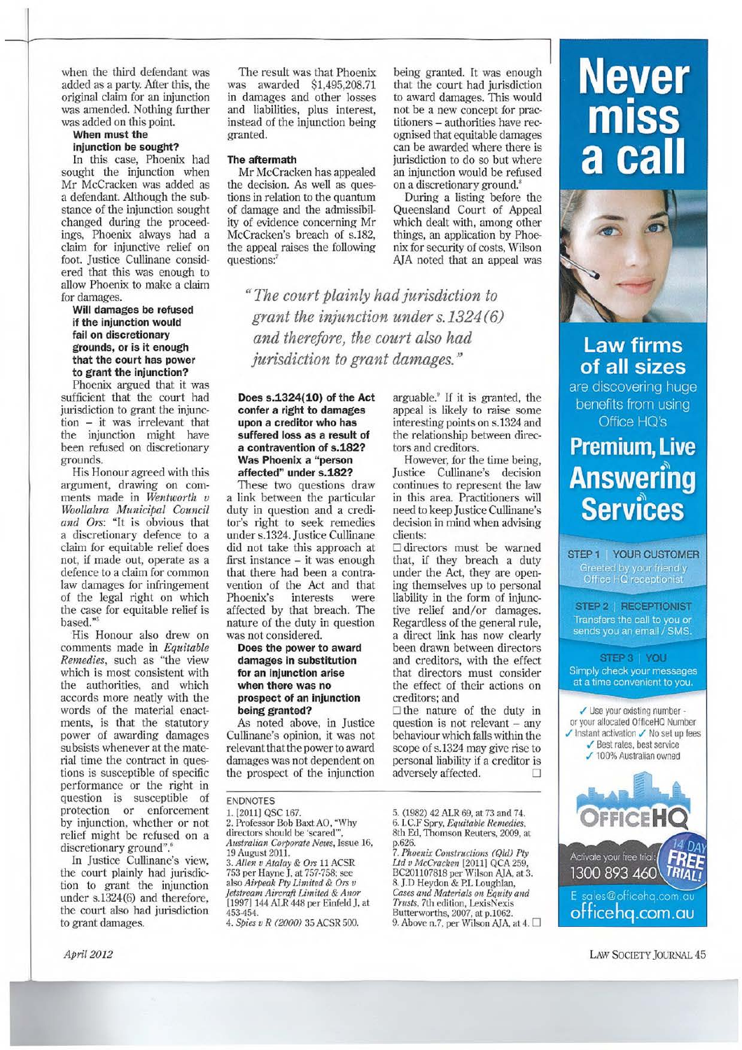when the third defendant was added as a party. After this, the original claim for an injunction was amended. Nothing further was added on this point.

**When must the injunction be sought?**

In this case, Phoenix had sought the injunction when Mr McCracken was added as a defendant. Although the substance of the injunction sought changed during the proceedings, Phoenix always had a claim for injunctive relief on foot. Justice Cullinane considered that this was enough to allow Phoenix to make a claim for damages.

**Will damages be refused if the injunction would fail on discretionary grounds, or is it enough that the court has power to grant the injunction?**

Phoenix argued that it was sufficient that the court had jurisdiction to grant the injunction – it was irrelevant that the injunction might have been refused on discretionary grounds.

His Honour agreed with this argument, drawing on comments made in *Wentworth v Woollahra Municipal Council and Ors*: "It is obvious that a discretionary defence to a claim for equitable relief does not, if made out, operate as a defence to a claim for common law damages for infringement of the legal right on which the case for equitable relief is based."[5]

His Honour also drew on comments made in *Equitable Remedies*, such as "the view which is most consistent with the authorities, and which accords more neatly with the words of the material enactments, is that the statutory power of awarding damages subsists whenever at the material time the contract in questions is susceptible of specific performance or the right in question is susceptible of protection or enforcement by injunction, whether or not relief might be refused on a discretionary ground".[6]

In Justice Cullinane's view, the court plainly had jurisdiction to grant the injunction under s.1324(6) and therefore, the court also had jurisdiction to grant damages.

The result was that Phoenix was awarded $1,495,208.71 in damages and other losses and liabilities, plus interest, instead of the injunction being granted.

**The aftermath**

Mr McCracken has appealed the decision. As well as questions in relation to the quantum of damage and the admissibility of evidence concerning Mr McCracken's breach of s.182, the appeal raises the following questions:[7]

> *"The court plainly had jurisdiction to grant the injunction under s.1324(6) and therefore, the court also had jurisdiction to grant damages."*

**Does s.1324(10) of the Act confer a right to damages upon a creditor who has suffered loss as a result of a contravention of s.182? Was Phoenix a "person affected" under s.182?**

These two questions draw a link between the particular duty in question and a creditor's right to seek remedies under s.1324. Justice Cullinane did not take this approach at first instance – it was enough that there had been a contravention of the Act and that Phoenix's interests were affected by that breach. The nature of the duty in question was not considered.

**Does the power to award damages in substitution for an injunction arise when there was no prospect of an injunction being granted?**

As noted above, in Justice Cullinane's opinion, it was not relevant that the power to award damages was not dependent on the prospect of the injunction being granted. It was enough that the court had jurisdiction to award damages. This would not be a new concept for practitioners – authorities have recognised that equitable damages can be awarded where there is jurisdiction to do so but where an injunction would be refused on a discretionary ground.[8]

During a listing before the Queensland Court of Appeal which dealt with, among other things, an application by Phoenix for security of costs, Wilson AJA noted that an appeal was arguable.[9] If it is granted, the appeal is likely to raise some interesting points on s.1324 and the relationship between directors and creditors.

However, for the time being, Justice Cullinane's decision continues to represent the law in this area. Practitioners will need to keep Justice Cullinane's decision in mind when advising clients:

- directors must be warned that, if they breach a duty under the Act, they are opening themselves up to personal liability in the form of injunctive relief and/or damages. Regardless of the general rule, a direct link has now clearly been drawn between directors and creditors, with the effect that directors must consider the effect of their actions on creditors; and
- the nature of the duty in question is not relevant – any behaviour which falls within the scope of s.1324 may give rise to personal liability if a creditor is adversely affected.

**ENDNOTES**

1. [2011] QSC 167.
2. Professor Bob Baxt AO, "Why directors should be 'scared'", *Australian Corporate News*, Issue 16, 19 August 2011.
3. *Allen v Atalay & Ors* 11 ACSR 753 per Hayne J, at 757-758; see also *Airpeak Pty Limited & Ors v Jetstream Aircraft Limited & Anor* [1997] 144 ALR 448 per Einfeld J, at 453-454.
4. *Spies v R (2000)* 35 ACSR 500.
5. (1982) 42 ALR 69, at 73 and 74.
6. I.C.F Spry, *Equitable Remedies*, 8th Ed, Thomson Reuters, 2009, at p.626.
7. *Phoenix Constructions (Qld) Pty Ltd v McCracken* [2011] QCA 259, BC201107818 per Wilson AJA, at 3.
8. J.D Heydon & P.L Loughlan, *Cases and Materials on Equity and Trusts*, 7th edition, LexisNexis Butterworths, 2007, at p.1062.
9. Above n.7, per Wilson AJA, at 4.

# Never miss a call

## Law firms of all sizes

are discovering huge benefits from using Office HQ's

## Premium, Live Answering Services

STEP 1 | YOUR CUSTOMER
Greeted by your friendly Office HQ receptionist

STEP 2 | RECEPTIONIST
Transfers the call to you or sends you an email / SMS.

STEP 3 | YOU
Simply check your messages at a time convenient to you.

✓ Use your existing number - or your allocated OfficeHQ Number
✓ Instant activation ✓ No set up fees
✓ Best rates, best service
✓ 100% Australian owned

OFFICEHQ

Activate your free trial: 1300 893 460
14 DAY FREE TRIAL!

E: sales@officehq.com.au
officehq.com.au